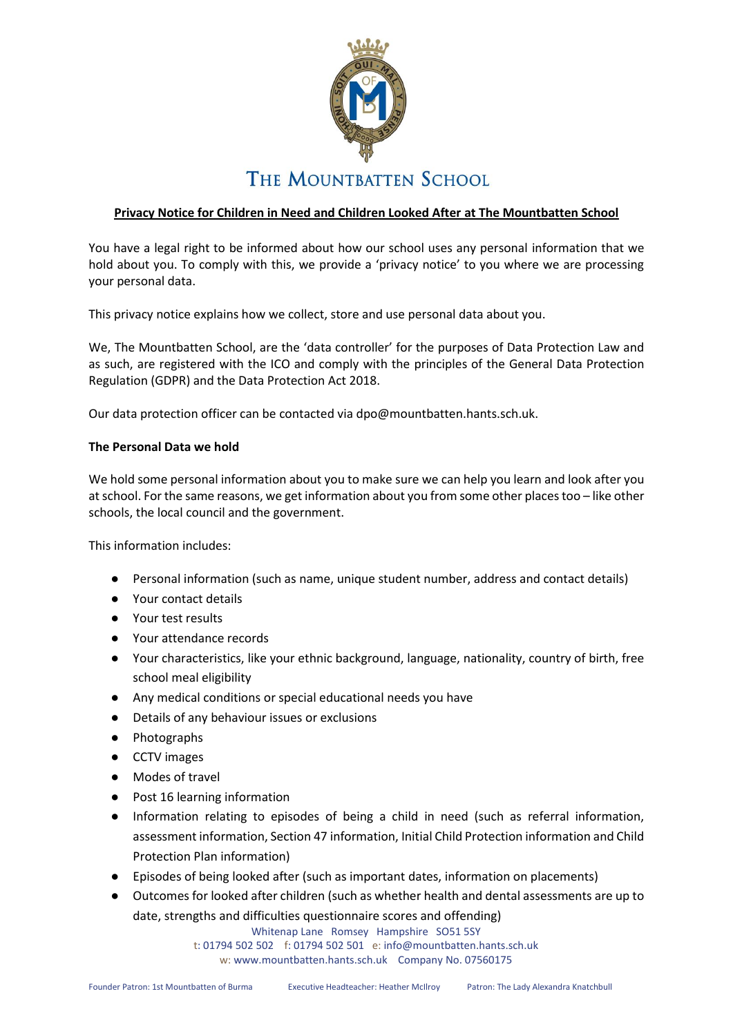# THE MOUNTBATTEN SCHOOL

## Privacy Notice for Children in Need and Children Looked After at The Mountbatten School

You have a legal right to be informed about how our school uses any personal information that we hold about you. To comply with this, we provide a 'privacy notice' to you where we are processing your personal data.

This privacy notice explains how we collect, store and use personal data about you.

We, The Mountbatten School, are the 'data controller' for the purposes of Data Protection Law and as such, are registered with the ICO and comply with the principles of the General Data Protection Regulation (GDPR) and the Data Protection Act 2018.

Our data protection officer can be contacted via dpo@mountbatten.hants.sch.uk.

### The Personal Data we hold

We hold some personal information about you to make sure we can help you learn and look after you at school. For the same reasons, we get information about you from some other places too – like other schools, the local council and the government.

This information includes:

- Personal information (such as name, unique student number, address and contact details)
- Your contact details
- Your test results
- Your attendance records
- Your characteristics, like your ethnic background, language, nationality, country of birth, free school meal eligibility
- Any medical conditions or special educational needs you have
- Details of any behaviour issues or exclusions
- Photographs
- CCTV images
- Modes of travel
- Post 16 learning information
- Information relating to episodes of being a child in need (such as referral information, assessment information, Section 47 information, Initial Child Protection information and Child Protection Plan information)
- Episodes of being looked after (such as important dates, information on placements)
- Outcomes for looked after children (such as whether health and dental assessments are up to date, strengths and difficulties questionnaire scores and offending)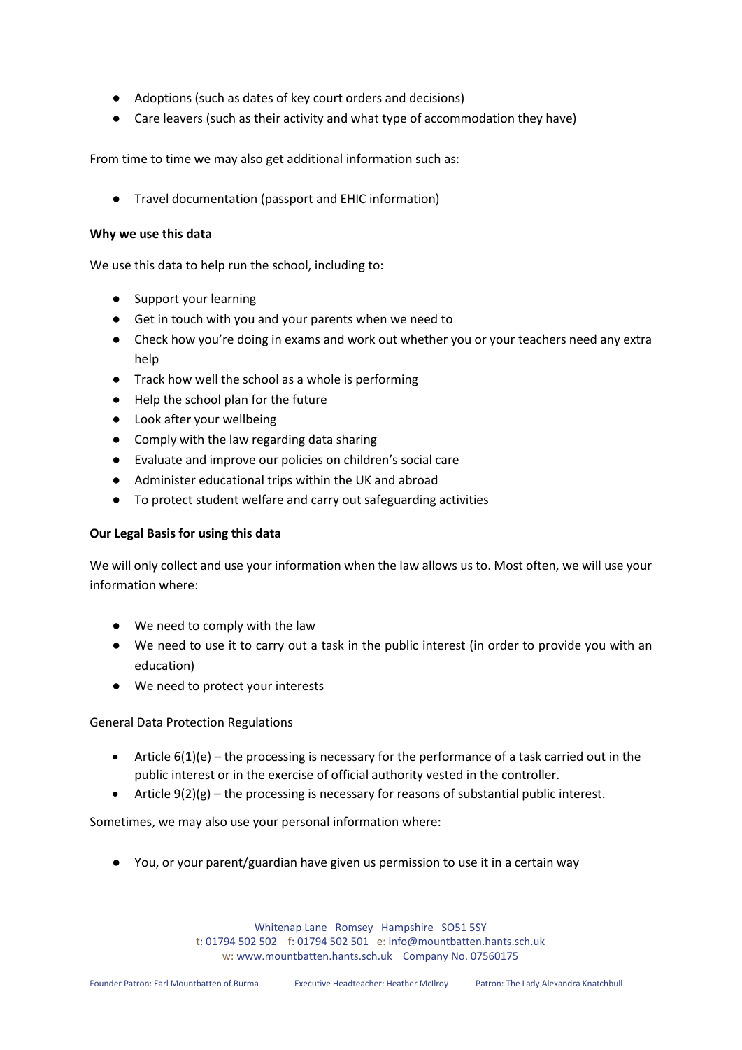- Adoptions (such as dates of key court orders and decisions)
- Care leavers (such as their activity and what type of accommodation they have)

From time to time we may also get additional information such as:

- Travel documentation (passport and EHIC information)

**Why we use this data**

We use this data to help run the school, including to:

- Support your learning
- Get in touch with you and your parents when we need to
- Check how you're doing in exams and work out whether you or your teachers need any extra help
- Track how well the school as a whole is performing
- Help the school plan for the future
- Look after your wellbeing
- Comply with the law regarding data sharing
- Evaluate and improve our policies on children's social care
- Administer educational trips within the UK and abroad
- To protect student welfare and carry out safeguarding activities

**Our Legal Basis for using this data**

We will only collect and use your information when the law allows us to. Most often, we will use your information where:

- We need to comply with the law
- We need to use it to carry out a task in the public interest (in order to provide you with an education)
- We need to protect your interests

General Data Protection Regulations

- Article 6(1)(e) – the processing is necessary for the performance of a task carried out in the public interest or in the exercise of official authority vested in the controller.
- Article 9(2)(g) – the processing is necessary for reasons of substantial public interest.

Sometimes, we may also use your personal information where:

- You, or your parent/guardian have given us permission to use it in a certain way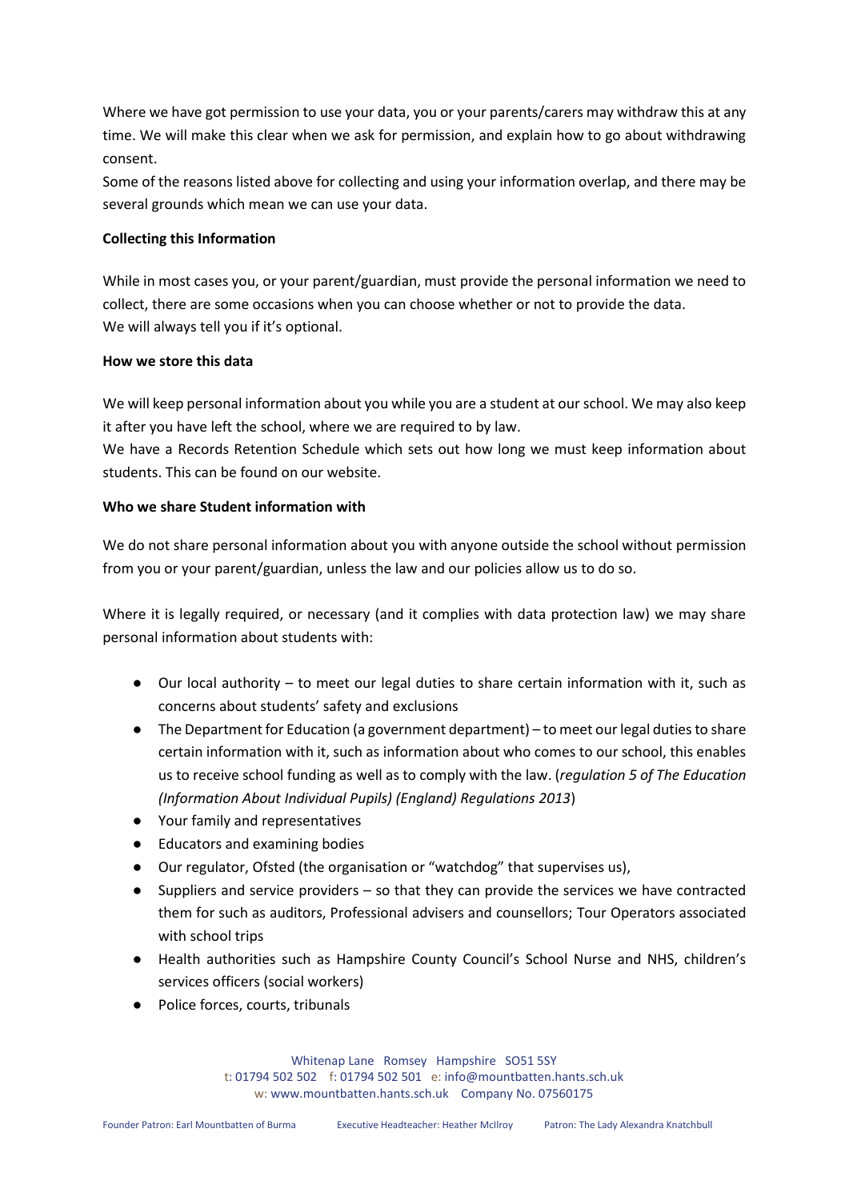Where we have got permission to use your data, you or your parents/carers may withdraw this at any time. We will make this clear when we ask for permission, and explain how to go about withdrawing consent.

Some of the reasons listed above for collecting and using your information overlap, and there may be several grounds which mean we can use your data.

**Collecting this Information**

While in most cases you, or your parent/guardian, must provide the personal information we need to collect, there are some occasions when you can choose whether or not to provide the data.
We will always tell you if it's optional.

**How we store this data**

We will keep personal information about you while you are a student at our school. We may also keep it after you have left the school, where we are required to by law.

We have a Records Retention Schedule which sets out how long we must keep information about students. This can be found on our website.

**Who we share Student information with**

We do not share personal information about you with anyone outside the school without permission from you or your parent/guardian, unless the law and our policies allow us to do so.

Where it is legally required, or necessary (and it complies with data protection law) we may share personal information about students with:

- Our local authority – to meet our legal duties to share certain information with it, such as concerns about students' safety and exclusions
- The Department for Education (a government department) – to meet our legal duties to share certain information with it, such as information about who comes to our school, this enables us to receive school funding as well as to comply with the law. (*regulation 5 of The Education (Information About Individual Pupils) (England) Regulations 2013*)
- Your family and representatives
- Educators and examining bodies
- Our regulator, Ofsted (the organisation or "watchdog" that supervises us),
- Suppliers and service providers – so that they can provide the services we have contracted them for such as auditors, Professional advisers and counsellors; Tour Operators associated with school trips
- Health authorities such as Hampshire County Council's School Nurse and NHS, children's services officers (social workers)
- Police forces, courts, tribunals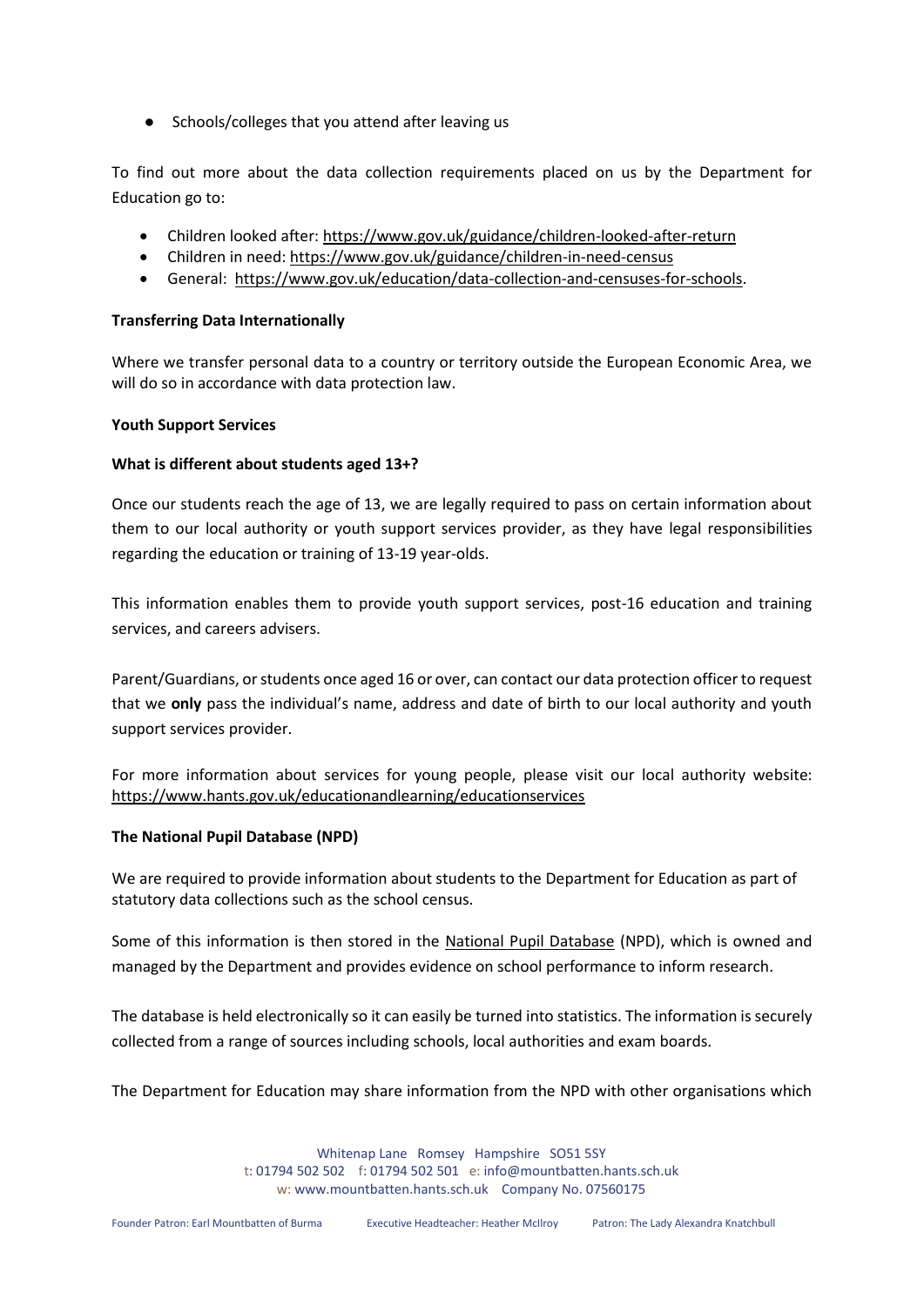- Schools/colleges that you attend after leaving us

To find out more about the data collection requirements placed on us by the Department for Education go to:

- Children looked after: https://www.gov.uk/guidance/children-looked-after-return
- Children in need: https://www.gov.uk/guidance/children-in-need-census
- General: https://www.gov.uk/education/data-collection-and-censuses-for-schools.

**Transferring Data Internationally**

Where we transfer personal data to a country or territory outside the European Economic Area, we will do so in accordance with data protection law.

**Youth Support Services**

**What is different about students aged 13+?**

Once our students reach the age of 13, we are legally required to pass on certain information about them to our local authority or youth support services provider, as they have legal responsibilities regarding the education or training of 13-19 year-olds.

This information enables them to provide youth support services, post-16 education and training services, and careers advisers.

Parent/Guardians, or students once aged 16 or over, can contact our data protection officer to request that we **only** pass the individual's name, address and date of birth to our local authority and youth support services provider.

For more information about services for young people, please visit our local authority website: https://www.hants.gov.uk/educationandlearning/educationservices

**The National Pupil Database (NPD)**

We are required to provide information about students to the Department for Education as part of statutory data collections such as the school census.

Some of this information is then stored in the National Pupil Database (NPD), which is owned and managed by the Department and provides evidence on school performance to inform research.

The database is held electronically so it can easily be turned into statistics. The information is securely collected from a range of sources including schools, local authorities and exam boards.

The Department for Education may share information from the NPD with other organisations which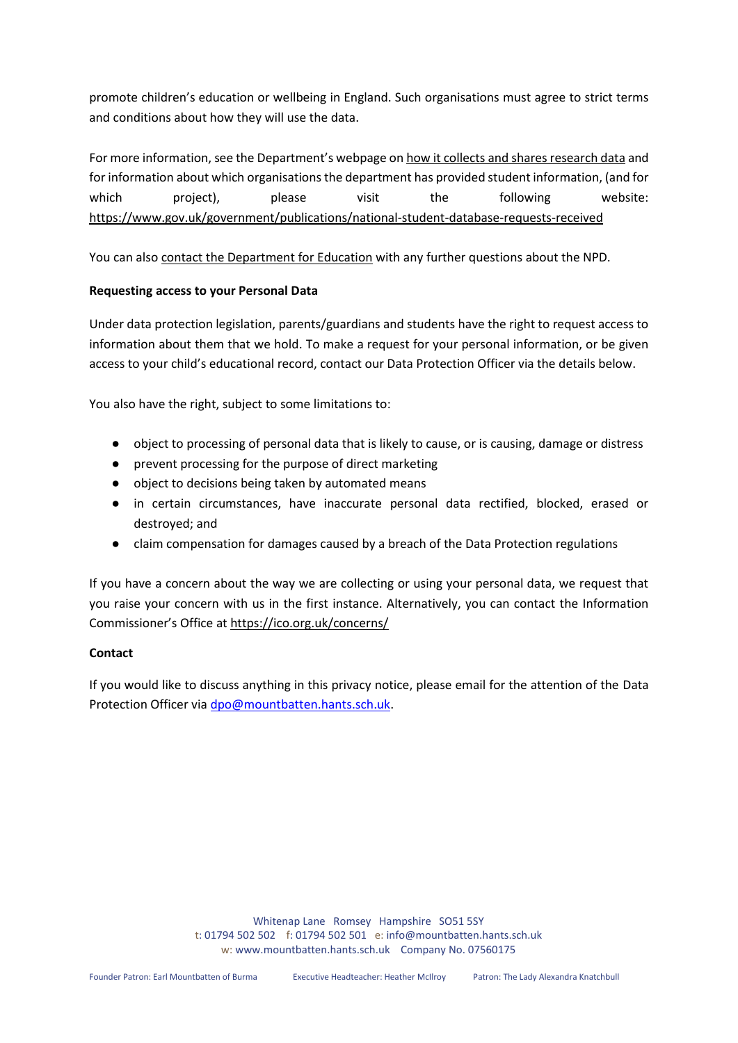promote children's education or wellbeing in England. Such organisations must agree to strict terms and conditions about how they will use the data.

For more information, see the Department's webpage on how it collects and shares research data and for information about which organisations the department has provided student information, (and for which project), please visit the following website: https://www.gov.uk/government/publications/national-student-database-requests-received

You can also contact the Department for Education with any further questions about the NPD.

**Requesting access to your Personal Data**

Under data protection legislation, parents/guardians and students have the right to request access to information about them that we hold. To make a request for your personal information, or be given access to your child's educational record, contact our Data Protection Officer via the details below.

You also have the right, subject to some limitations to:

- object to processing of personal data that is likely to cause, or is causing, damage or distress
- prevent processing for the purpose of direct marketing
- object to decisions being taken by automated means
- in certain circumstances, have inaccurate personal data rectified, blocked, erased or destroyed; and
- claim compensation for damages caused by a breach of the Data Protection regulations

If you have a concern about the way we are collecting or using your personal data, we request that you raise your concern with us in the first instance. Alternatively, you can contact the Information Commissioner's Office at https://ico.org.uk/concerns/

**Contact**

If you would like to discuss anything in this privacy notice, please email for the attention of the Data Protection Officer via dpo@mountbatten.hants.sch.uk.

Whitenap Lane Romsey Hampshire SO51 5SY
t: 01794 502 502 f: 01794 502 501 e: info@mountbatten.hants.sch.uk
w: www.mountbatten.hants.sch.uk Company No. 07560175

Founder Patron: Earl Mountbatten of Burma Executive Headteacher: Heather McIlroy Patron: The Lady Alexandra Knatchbull